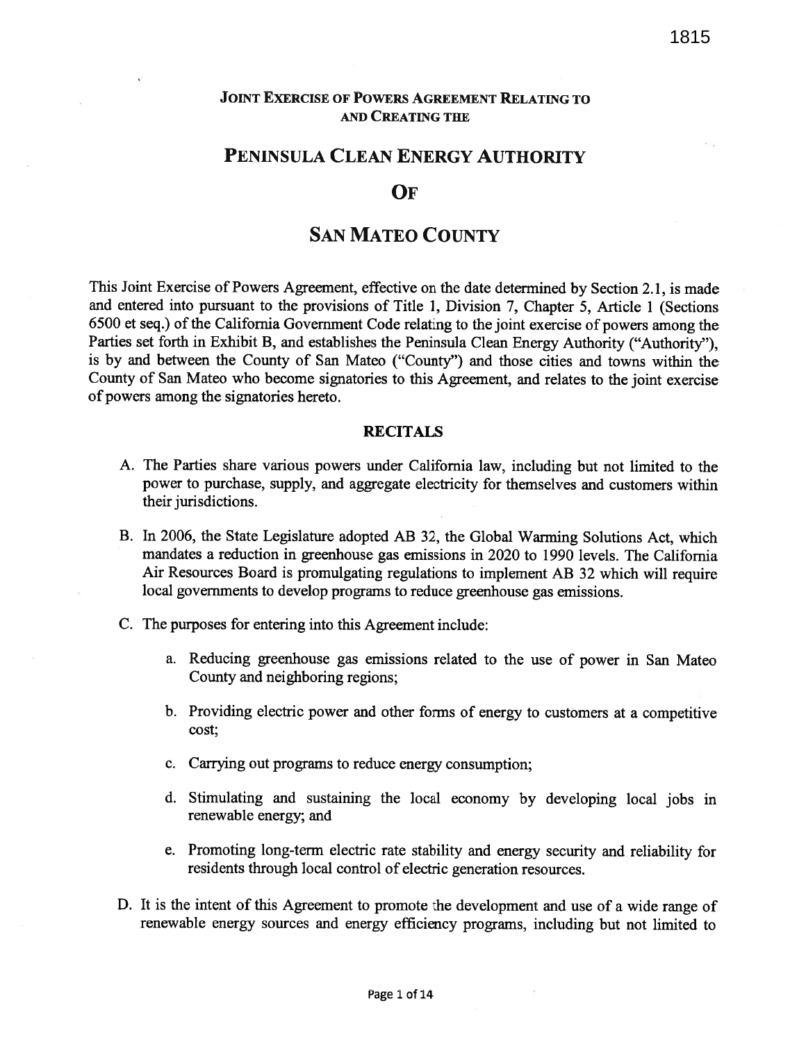# Joint Exercise of Powers Agreement Relating to and Creating the

# Peninsula Clean Energy Authority

# Of

# San Mateo County

This Joint Exercise of Powers Agreement, effective on the date determined by Section 2.1, is made and entered into pursuant to the provisions of Title 1, Division 7, Chapter 5, Article 1 (Sections 6500 et seq.) of the California Government Code relating to the joint exercise of powers among the Parties set forth in Exhibit B, and establishes the Peninsula Clean Energy Authority ("Authority"), is by and between the County of San Mateo ("County") and those cities and towns within the County of San Mateo who become signatories to this Agreement, and relates to the joint exercise of powers among the signatories hereto.

## RECITALS

A. The Parties share various powers under California law, including but not limited to the power to purchase, supply, and aggregate electricity for themselves and customers within their jurisdictions.

B. In 2006, the State Legislature adopted AB 32, the Global Warming Solutions Act, which mandates a reduction in greenhouse gas emissions in 2020 to 1990 levels. The California Air Resources Board is promulgating regulations to implement AB 32 which will require local governments to develop programs to reduce greenhouse gas emissions.

C. The purposes for entering into this Agreement include:

   a. Reducing greenhouse gas emissions related to the use of power in San Mateo County and neighboring regions;

   b. Providing electric power and other forms of energy to customers at a competitive cost;

   c. Carrying out programs to reduce energy consumption;

   d. Stimulating and sustaining the local economy by developing local jobs in renewable energy; and

   e. Promoting long-term electric rate stability and energy security and reliability for residents through local control of electric generation resources.

D. It is the intent of this Agreement to promote the development and use of a wide range of renewable energy sources and energy efficiency programs, including but not limited to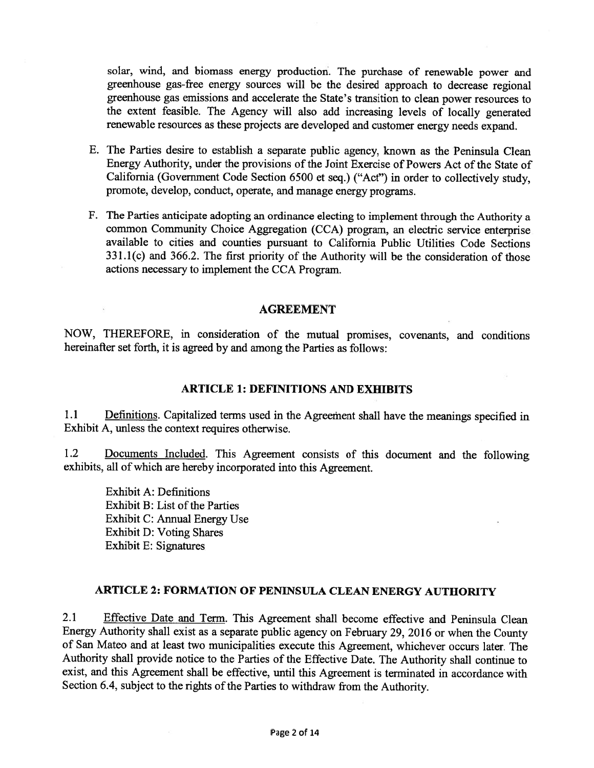solar, wind, and biomass energy production. The purchase of renewable power and greenhouse gas-free energy sources will be the desired approach to decrease regional greenhouse gas emissions and accelerate the State's transition to clean power resources to the extent feasible. The Agency will also add increasing levels of locally generated renewable resources as these projects are developed and customer energy needs expand.

E. The Parties desire to establish a separate public agency, known as the Peninsula Clean Energy Authority, under the provisions of the Joint Exercise of Powers Act of the State of California (Government Code Section 6500 et seq.) ("Act") in order to collectively study, promote, develop, conduct, operate, and manage energy programs.

F. The Parties anticipate adopting an ordinance electing to implement through the Authority a common Community Choice Aggregation (CCA) program, an electric service enterprise available to cities and counties pursuant to California Public Utilities Code Sections 331.1(c) and 366.2. The first priority of the Authority will be the consideration of those actions necessary to implement the CCA Program.

## AGREEMENT

NOW, THEREFORE, in consideration of the mutual promises, covenants, and conditions hereinafter set forth, it is agreed by and among the Parties as follows:

### ARTICLE 1: DEFINITIONS AND EXHIBITS

1.1 Definitions. Capitalized terms used in the Agreement shall have the meanings specified in Exhibit A, unless the context requires otherwise.

1.2 Documents Included. This Agreement consists of this document and the following exhibits, all of which are hereby incorporated into this Agreement.

Exhibit A: Definitions
Exhibit B: List of the Parties
Exhibit C: Annual Energy Use
Exhibit D: Voting Shares
Exhibit E: Signatures

### ARTICLE 2: FORMATION OF PENINSULA CLEAN ENERGY AUTHORITY

2.1 Effective Date and Term. This Agreement shall become effective and Peninsula Clean Energy Authority shall exist as a separate public agency on February 29, 2016 or when the County of San Mateo and at least two municipalities execute this Agreement, whichever occurs later. The Authority shall provide notice to the Parties of the Effective Date. The Authority shall continue to exist, and this Agreement shall be effective, until this Agreement is terminated in accordance with Section 6.4, subject to the rights of the Parties to withdraw from the Authority.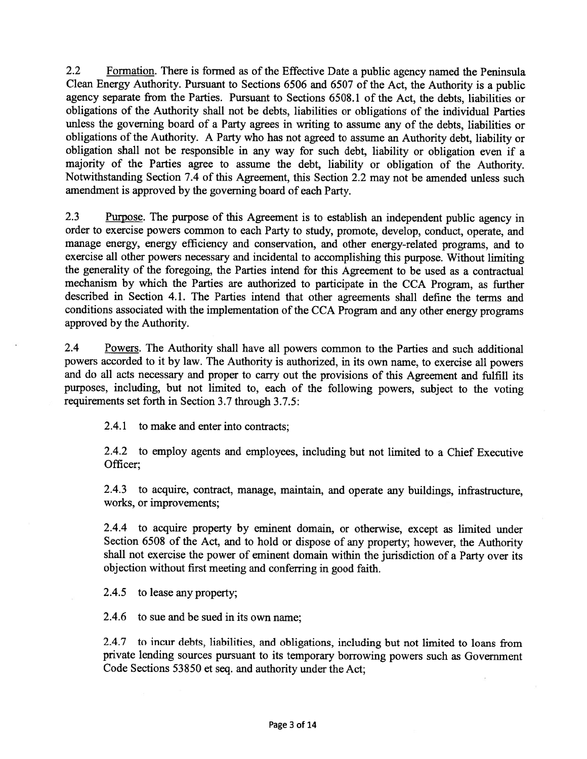2.2 Formation. There is formed as of the Effective Date a public agency named the Peninsula Clean Energy Authority. Pursuant to Sections 6506 and 6507 of the Act, the Authority is a public agency separate from the Parties. Pursuant to Sections 6508.1 of the Act, the debts, liabilities or obligations of the Authority shall not be debts, liabilities or obligations of the individual Parties unless the governing board of a Party agrees in writing to assume any of the debts, liabilities or obligations of the Authority. A Party who has not agreed to assume an Authority debt, liability or obligation shall not be responsible in any way for such debt, liability or obligation even if a majority of the Parties agree to assume the debt, liability or obligation of the Authority. Notwithstanding Section 7.4 of this Agreement, this Section 2.2 may not be amended unless such amendment is approved by the governing board of each Party.

2.3 Purpose. The purpose of this Agreement is to establish an independent public agency in order to exercise powers common to each Party to study, promote, develop, conduct, operate, and manage energy, energy efficiency and conservation, and other energy-related programs, and to exercise all other powers necessary and incidental to accomplishing this purpose. Without limiting the generality of the foregoing, the Parties intend for this Agreement to be used as a contractual mechanism by which the Parties are authorized to participate in the CCA Program, as further described in Section 4.1. The Parties intend that other agreements shall define the terms and conditions associated with the implementation of the CCA Program and any other energy programs approved by the Authority.

2.4 Powers. The Authority shall have all powers common to the Parties and such additional powers accorded to it by law. The Authority is authorized, in its own name, to exercise all powers and do all acts necessary and proper to carry out the provisions of this Agreement and fulfill its purposes, including, but not limited to, each of the following powers, subject to the voting requirements set forth in Section 3.7 through 3.7.5:

2.4.1 to make and enter into contracts;

2.4.2 to employ agents and employees, including but not limited to a Chief Executive Officer;

2.4.3 to acquire, contract, manage, maintain, and operate any buildings, infrastructure, works, or improvements;

2.4.4 to acquire property by eminent domain, or otherwise, except as limited under Section 6508 of the Act, and to hold or dispose of any property; however, the Authority shall not exercise the power of eminent domain within the jurisdiction of a Party over its objection without first meeting and conferring in good faith.

2.4.5 to lease any property;

2.4.6 to sue and be sued in its own name;

2.4.7 to incur debts, liabilities, and obligations, including but not limited to loans from private lending sources pursuant to its temporary borrowing powers such as Government Code Sections 53850 et seq. and authority under the Act;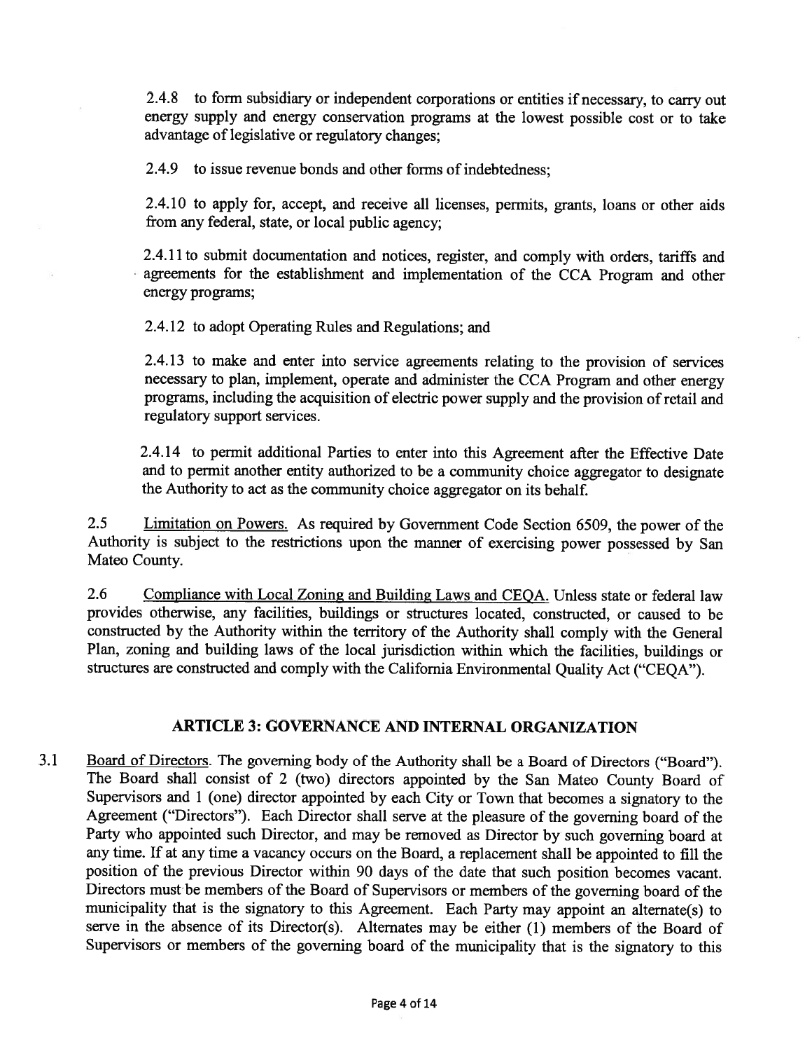2.4.8 to form subsidiary or independent corporations or entities if necessary, to carry out energy supply and energy conservation programs at the lowest possible cost or to take advantage of legislative or regulatory changes;

2.4.9 to issue revenue bonds and other forms of indebtedness;

2.4.10 to apply for, accept, and receive all licenses, permits, grants, loans or other aids from any federal, state, or local public agency;

2.4.11 to submit documentation and notices, register, and comply with orders, tariffs and agreements for the establishment and implementation of the CCA Program and other energy programs;

2.4.12 to adopt Operating Rules and Regulations; and

2.4.13 to make and enter into service agreements relating to the provision of services necessary to plan, implement, operate and administer the CCA Program and other energy programs, including the acquisition of electric power supply and the provision of retail and regulatory support services.

2.4.14 to permit additional Parties to enter into this Agreement after the Effective Date and to permit another entity authorized to be a community choice aggregator to designate the Authority to act as the community choice aggregator on its behalf.

2.5 Limitation on Powers. As required by Government Code Section 6509, the power of the Authority is subject to the restrictions upon the manner of exercising power possessed by San Mateo County.

2.6 Compliance with Local Zoning and Building Laws and CEQA. Unless state or federal law provides otherwise, any facilities, buildings or structures located, constructed, or caused to be constructed by the Authority within the territory of the Authority shall comply with the General Plan, zoning and building laws of the local jurisdiction within which the facilities, buildings or structures are constructed and comply with the California Environmental Quality Act ("CEQA").

## ARTICLE 3: GOVERNANCE AND INTERNAL ORGANIZATION

3.1 Board of Directors. The governing body of the Authority shall be a Board of Directors ("Board"). The Board shall consist of 2 (two) directors appointed by the San Mateo County Board of Supervisors and 1 (one) director appointed by each City or Town that becomes a signatory to the Agreement ("Directors"). Each Director shall serve at the pleasure of the governing board of the Party who appointed such Director, and may be removed as Director by such governing board at any time. If at any time a vacancy occurs on the Board, a replacement shall be appointed to fill the position of the previous Director within 90 days of the date that such position becomes vacant. Directors must be members of the Board of Supervisors or members of the governing board of the municipality that is the signatory to this Agreement. Each Party may appoint an alternate(s) to serve in the absence of its Director(s). Alternates may be either (1) members of the Board of Supervisors or members of the governing board of the municipality that is the signatory to this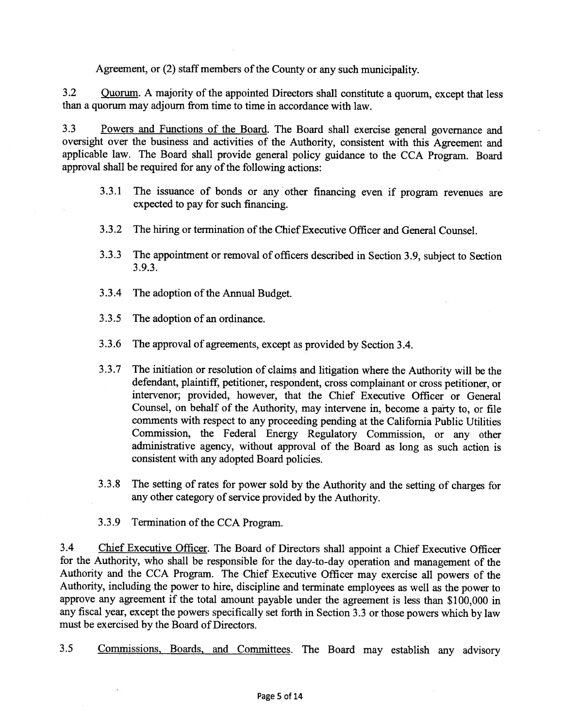Agreement, or (2) staff members of the County or any such municipality.

3.2 Quorum. A majority of the appointed Directors shall constitute a quorum, except that less than a quorum may adjourn from time to time in accordance with law.

3.3 Powers and Functions of the Board. The Board shall exercise general governance and oversight over the business and activities of the Authority, consistent with this Agreement and applicable law. The Board shall provide general policy guidance to the CCA Program. Board approval shall be required for any of the following actions:

> 3.3.1 The issuance of bonds or any other financing even if program revenues are expected to pay for such financing.
>
> 3.3.2 The hiring or termination of the Chief Executive Officer and General Counsel.
>
> 3.3.3 The appointment or removal of officers described in Section 3.9, subject to Section 3.9.3.
>
> 3.3.4 The adoption of the Annual Budget.
>
> 3.3.5 The adoption of an ordinance.
>
> 3.3.6 The approval of agreements, except as provided by Section 3.4.
>
> 3.3.7 The initiation or resolution of claims and litigation where the Authority will be the defendant, plaintiff, petitioner, respondent, cross complainant or cross petitioner, or intervenor; provided, however, that the Chief Executive Officer or General Counsel, on behalf of the Authority, may intervene in, become a party to, or file comments with respect to any proceeding pending at the California Public Utilities Commission, the Federal Energy Regulatory Commission, or any other administrative agency, without approval of the Board as long as such action is consistent with any adopted Board policies.
>
> 3.3.8 The setting of rates for power sold by the Authority and the setting of charges for any other category of service provided by the Authority.
>
> 3.3.9 Termination of the CCA Program.

3.4 Chief Executive Officer. The Board of Directors shall appoint a Chief Executive Officer for the Authority, who shall be responsible for the day-to-day operation and management of the Authority and the CCA Program. The Chief Executive Officer may exercise all powers of the Authority, including the power to hire, discipline and terminate employees as well as the power to approve any agreement if the total amount payable under the agreement is less than $100,000 in any fiscal year, except the powers specifically set forth in Section 3.3 or those powers which by law must be exercised by the Board of Directors.

3.5 Commissions, Boards, and Committees. The Board may establish any advisory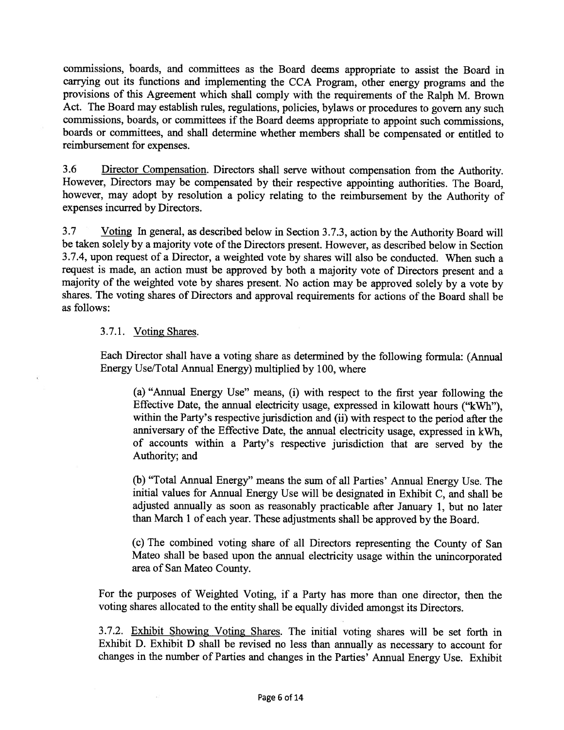commissions, boards, and committees as the Board deems appropriate to assist the Board in carrying out its functions and implementing the CCA Program, other energy programs and the provisions of this Agreement which shall comply with the requirements of the Ralph M. Brown Act. The Board may establish rules, regulations, policies, bylaws or procedures to govern any such commissions, boards, or committees if the Board deems appropriate to appoint such commissions, boards or committees, and shall determine whether members shall be compensated or entitled to reimbursement for expenses.

3.6 Director Compensation. Directors shall serve without compensation from the Authority. However, Directors may be compensated by their respective appointing authorities. The Board, however, may adopt by resolution a policy relating to the reimbursement by the Authority of expenses incurred by Directors.

3.7 Voting In general, as described below in Section 3.7.3, action by the Authority Board will be taken solely by a majority vote of the Directors present. However, as described below in Section 3.7.4, upon request of a Director, a weighted vote by shares will also be conducted. When such a request is made, an action must be approved by both a majority vote of Directors present and a majority of the weighted vote by shares present. No action may be approved solely by a vote by shares. The voting shares of Directors and approval requirements for actions of the Board shall be as follows:

3.7.1. Voting Shares.

Each Director shall have a voting share as determined by the following formula: (Annual Energy Use/Total Annual Energy) multiplied by 100, where

(a) "Annual Energy Use" means, (i) with respect to the first year following the Effective Date, the annual electricity usage, expressed in kilowatt hours ("kWh"), within the Party's respective jurisdiction and (ii) with respect to the period after the anniversary of the Effective Date, the annual electricity usage, expressed in kWh, of accounts within a Party's respective jurisdiction that are served by the Authority; and

(b) "Total Annual Energy" means the sum of all Parties' Annual Energy Use. The initial values for Annual Energy Use will be designated in Exhibit C, and shall be adjusted annually as soon as reasonably practicable after January 1, but no later than March 1 of each year. These adjustments shall be approved by the Board.

(c) The combined voting share of all Directors representing the County of San Mateo shall be based upon the annual electricity usage within the unincorporated area of San Mateo County.

For the purposes of Weighted Voting, if a Party has more than one director, then the voting shares allocated to the entity shall be equally divided amongst its Directors.

3.7.2. Exhibit Showing Voting Shares. The initial voting shares will be set forth in Exhibit D. Exhibit D shall be revised no less than annually as necessary to account for changes in the number of Parties and changes in the Parties' Annual Energy Use. Exhibit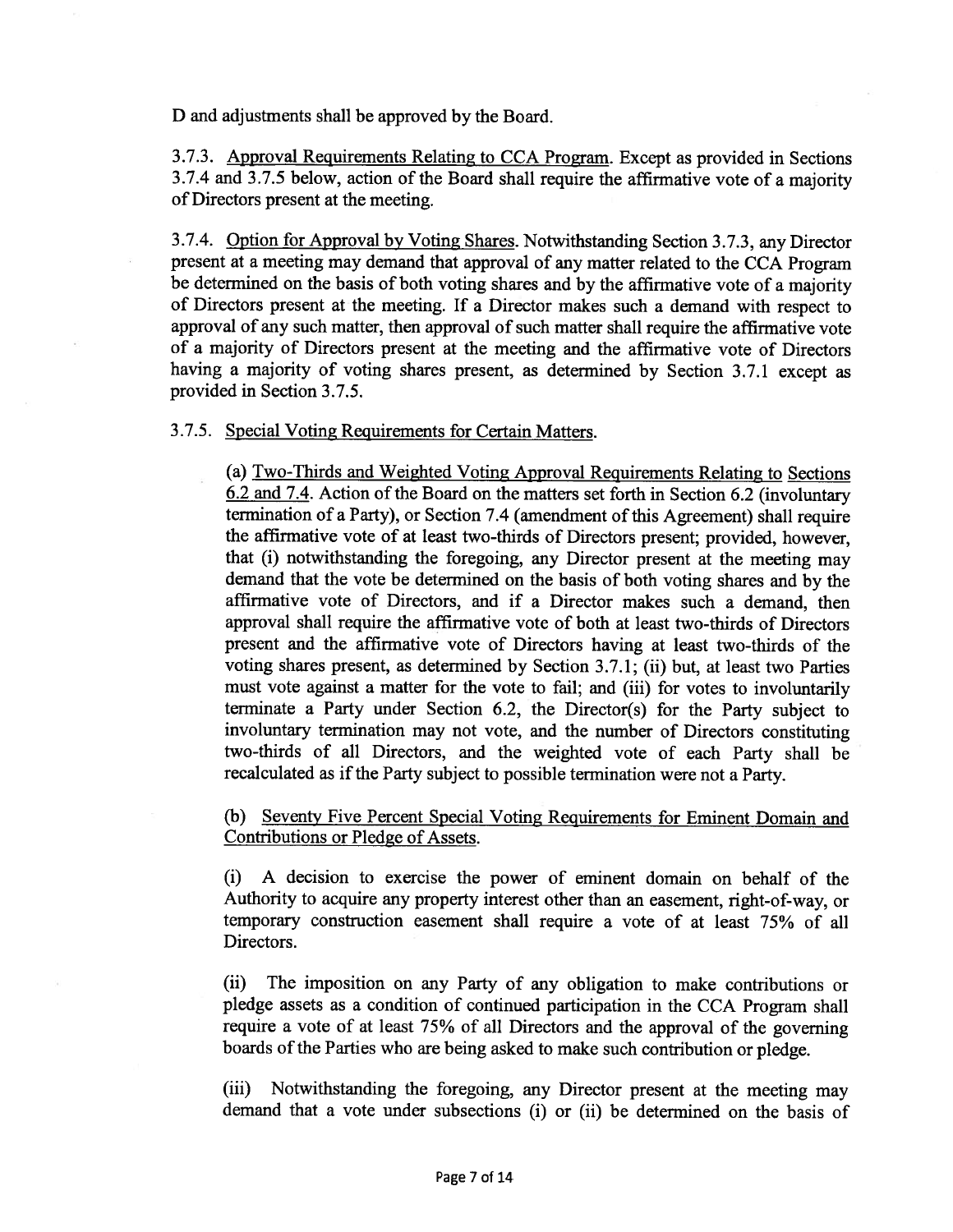D and adjustments shall be approved by the Board.

3.7.3. Approval Requirements Relating to CCA Program. Except as provided in Sections 3.7.4 and 3.7.5 below, action of the Board shall require the affirmative vote of a majority of Directors present at the meeting.

3.7.4. Option for Approval by Voting Shares. Notwithstanding Section 3.7.3, any Director present at a meeting may demand that approval of any matter related to the CCA Program be determined on the basis of both voting shares and by the affirmative vote of a majority of Directors present at the meeting. If a Director makes such a demand with respect to approval of any such matter, then approval of such matter shall require the affirmative vote of a majority of Directors present at the meeting and the affirmative vote of Directors having a majority of voting shares present, as determined by Section 3.7.1 except as provided in Section 3.7.5.

3.7.5. Special Voting Requirements for Certain Matters.

(a) Two-Thirds and Weighted Voting Approval Requirements Relating to Sections 6.2 and 7.4. Action of the Board on the matters set forth in Section 6.2 (involuntary termination of a Party), or Section 7.4 (amendment of this Agreement) shall require the affirmative vote of at least two-thirds of Directors present; provided, however, that (i) notwithstanding the foregoing, any Director present at the meeting may demand that the vote be determined on the basis of both voting shares and by the affirmative vote of Directors, and if a Director makes such a demand, then approval shall require the affirmative vote of both at least two-thirds of Directors present and the affirmative vote of Directors having at least two-thirds of the voting shares present, as determined by Section 3.7.1; (ii) but, at least two Parties must vote against a matter for the vote to fail; and (iii) for votes to involuntarily terminate a Party under Section 6.2, the Director(s) for the Party subject to involuntary termination may not vote, and the number of Directors constituting two-thirds of all Directors, and the weighted vote of each Party shall be recalculated as if the Party subject to possible termination were not a Party.

(b) Seventy Five Percent Special Voting Requirements for Eminent Domain and Contributions or Pledge of Assets.

(i) A decision to exercise the power of eminent domain on behalf of the Authority to acquire any property interest other than an easement, right-of-way, or temporary construction easement shall require a vote of at least 75% of all Directors.

(ii) The imposition on any Party of any obligation to make contributions or pledge assets as a condition of continued participation in the CCA Program shall require a vote of at least 75% of all Directors and the approval of the governing boards of the Parties who are being asked to make such contribution or pledge.

(iii) Notwithstanding the foregoing, any Director present at the meeting may demand that a vote under subsections (i) or (ii) be determined on the basis of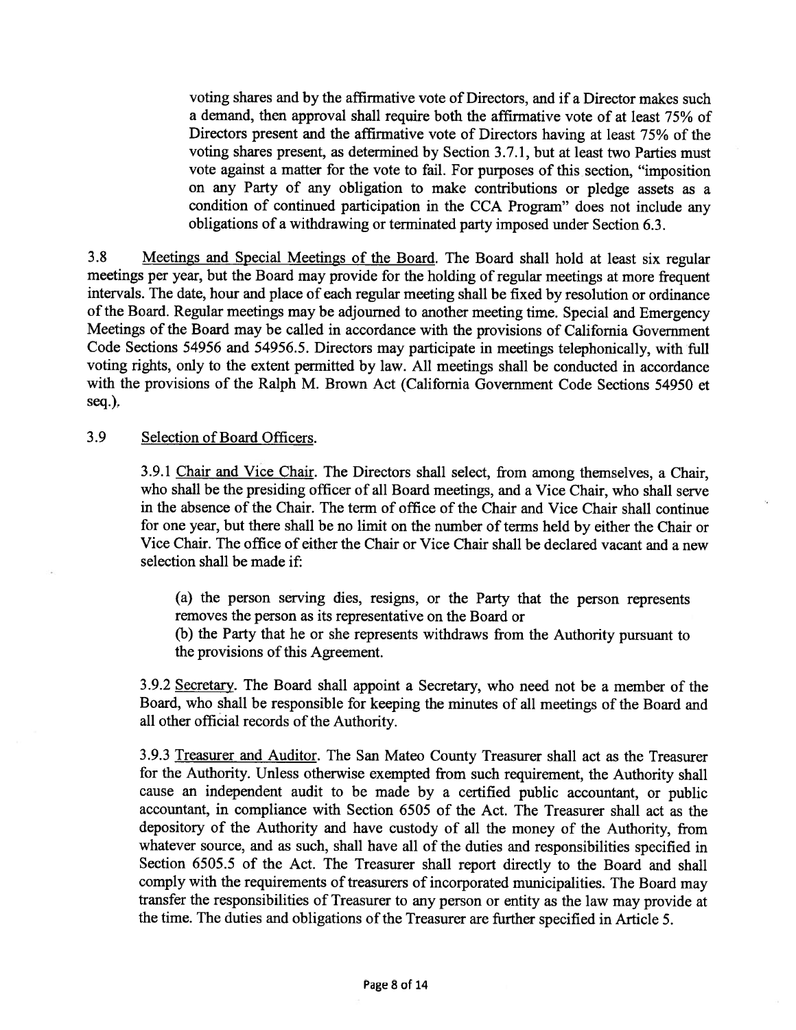voting shares and by the affirmative vote of Directors, and if a Director makes such a demand, then approval shall require both the affirmative vote of at least 75% of Directors present and the affirmative vote of Directors having at least 75% of the voting shares present, as determined by Section 3.7.1, but at least two Parties must vote against a matter for the vote to fail. For purposes of this section, "imposition on any Party of any obligation to make contributions or pledge assets as a condition of continued participation in the CCA Program" does not include any obligations of a withdrawing or terminated party imposed under Section 6.3.

3.8 Meetings and Special Meetings of the Board. The Board shall hold at least six regular meetings per year, but the Board may provide for the holding of regular meetings at more frequent intervals. The date, hour and place of each regular meeting shall be fixed by resolution or ordinance of the Board. Regular meetings may be adjourned to another meeting time. Special and Emergency Meetings of the Board may be called in accordance with the provisions of California Government Code Sections 54956 and 54956.5. Directors may participate in meetings telephonically, with full voting rights, only to the extent permitted by law. All meetings shall be conducted in accordance with the provisions of the Ralph M. Brown Act (California Government Code Sections 54950 et seq.).

3.9 Selection of Board Officers.

3.9.1 Chair and Vice Chair. The Directors shall select, from among themselves, a Chair, who shall be the presiding officer of all Board meetings, and a Vice Chair, who shall serve in the absence of the Chair. The term of office of the Chair and Vice Chair shall continue for one year, but there shall be no limit on the number of terms held by either the Chair or Vice Chair. The office of either the Chair or Vice Chair shall be declared vacant and a new selection shall be made if:

(a) the person serving dies, resigns, or the Party that the person represents removes the person as its representative on the Board or

(b) the Party that he or she represents withdraws from the Authority pursuant to the provisions of this Agreement.

3.9.2 Secretary. The Board shall appoint a Secretary, who need not be a member of the Board, who shall be responsible for keeping the minutes of all meetings of the Board and all other official records of the Authority.

3.9.3 Treasurer and Auditor. The San Mateo County Treasurer shall act as the Treasurer for the Authority. Unless otherwise exempted from such requirement, the Authority shall cause an independent audit to be made by a certified public accountant, or public accountant, in compliance with Section 6505 of the Act. The Treasurer shall act as the depository of the Authority and have custody of all the money of the Authority, from whatever source, and as such, shall have all of the duties and responsibilities specified in Section 6505.5 of the Act. The Treasurer shall report directly to the Board and shall comply with the requirements of treasurers of incorporated municipalities. The Board may transfer the responsibilities of Treasurer to any person or entity as the law may provide at the time. The duties and obligations of the Treasurer are further specified in Article 5.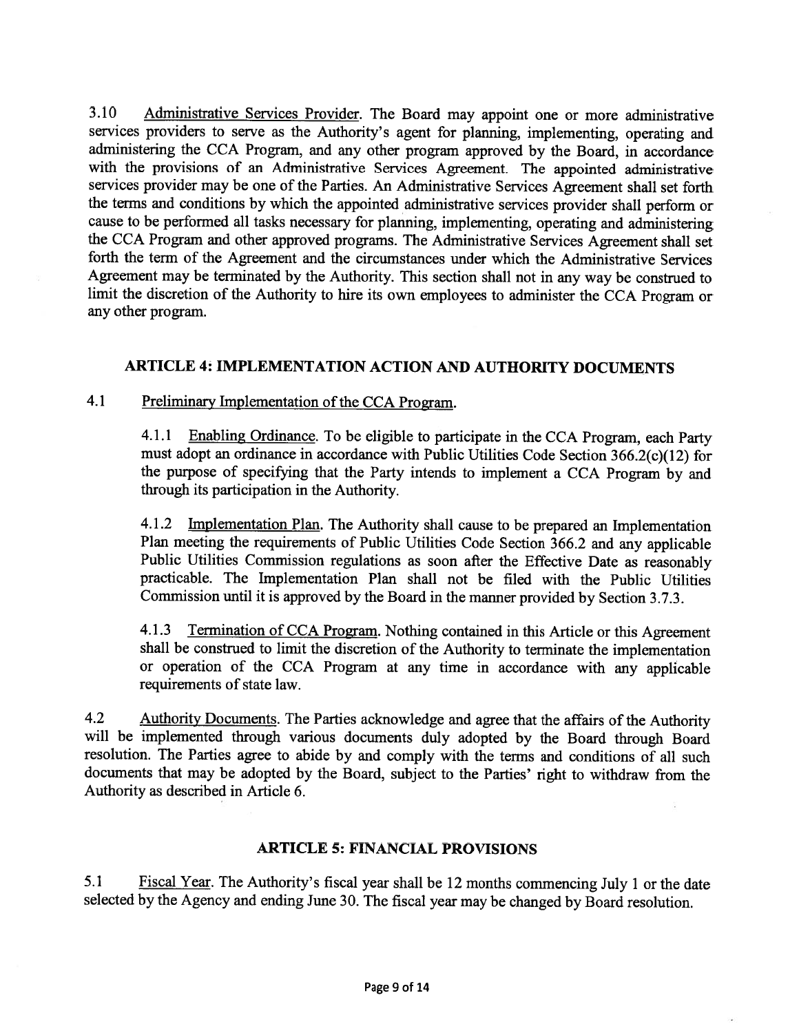3.10 Administrative Services Provider. The Board may appoint one or more administrative services providers to serve as the Authority's agent for planning, implementing, operating and administering the CCA Program, and any other program approved by the Board, in accordance with the provisions of an Administrative Services Agreement. The appointed administrative services provider may be one of the Parties. An Administrative Services Agreement shall set forth the terms and conditions by which the appointed administrative services provider shall perform or cause to be performed all tasks necessary for planning, implementing, operating and administering the CCA Program and other approved programs. The Administrative Services Agreement shall set forth the term of the Agreement and the circumstances under which the Administrative Services Agreement may be terminated by the Authority. This section shall not in any way be construed to limit the discretion of the Authority to hire its own employees to administer the CCA Program or any other program.

## ARTICLE 4: IMPLEMENTATION ACTION AND AUTHORITY DOCUMENTS

4.1 Preliminary Implementation of the CCA Program.

4.1.1 Enabling Ordinance. To be eligible to participate in the CCA Program, each Party must adopt an ordinance in accordance with Public Utilities Code Section 366.2(c)(12) for the purpose of specifying that the Party intends to implement a CCA Program by and through its participation in the Authority.

4.1.2 Implementation Plan. The Authority shall cause to be prepared an Implementation Plan meeting the requirements of Public Utilities Code Section 366.2 and any applicable Public Utilities Commission regulations as soon after the Effective Date as reasonably practicable. The Implementation Plan shall not be filed with the Public Utilities Commission until it is approved by the Board in the manner provided by Section 3.7.3.

4.1.3 Termination of CCA Program. Nothing contained in this Article or this Agreement shall be construed to limit the discretion of the Authority to terminate the implementation or operation of the CCA Program at any time in accordance with any applicable requirements of state law.

4.2 Authority Documents. The Parties acknowledge and agree that the affairs of the Authority will be implemented through various documents duly adopted by the Board through Board resolution. The Parties agree to abide by and comply with the terms and conditions of all such documents that may be adopted by the Board, subject to the Parties' right to withdraw from the Authority as described in Article 6.

## ARTICLE 5: FINANCIAL PROVISIONS

5.1 Fiscal Year. The Authority's fiscal year shall be 12 months commencing July 1 or the date selected by the Agency and ending June 30. The fiscal year may be changed by Board resolution.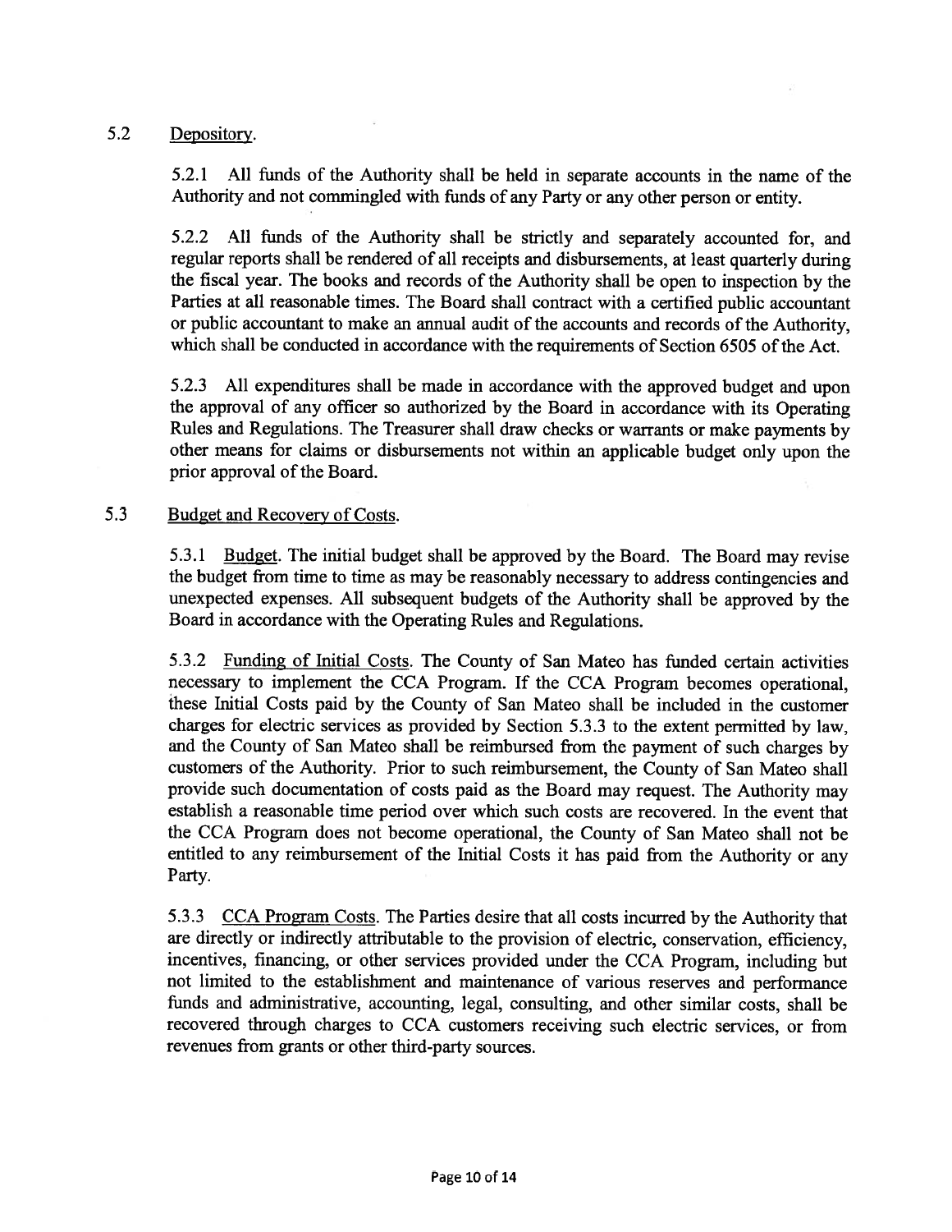5.2 Depository.

5.2.1 All funds of the Authority shall be held in separate accounts in the name of the Authority and not commingled with funds of any Party or any other person or entity.

5.2.2 All funds of the Authority shall be strictly and separately accounted for, and regular reports shall be rendered of all receipts and disbursements, at least quarterly during the fiscal year. The books and records of the Authority shall be open to inspection by the Parties at all reasonable times. The Board shall contract with a certified public accountant or public accountant to make an annual audit of the accounts and records of the Authority, which shall be conducted in accordance with the requirements of Section 6505 of the Act.

5.2.3 All expenditures shall be made in accordance with the approved budget and upon the approval of any officer so authorized by the Board in accordance with its Operating Rules and Regulations. The Treasurer shall draw checks or warrants or make payments by other means for claims or disbursements not within an applicable budget only upon the prior approval of the Board.

5.3 Budget and Recovery of Costs.

5.3.1 Budget. The initial budget shall be approved by the Board. The Board may revise the budget from time to time as may be reasonably necessary to address contingencies and unexpected expenses. All subsequent budgets of the Authority shall be approved by the Board in accordance with the Operating Rules and Regulations.

5.3.2 Funding of Initial Costs. The County of San Mateo has funded certain activities necessary to implement the CCA Program. If the CCA Program becomes operational, these Initial Costs paid by the County of San Mateo shall be included in the customer charges for electric services as provided by Section 5.3.3 to the extent permitted by law, and the County of San Mateo shall be reimbursed from the payment of such charges by customers of the Authority. Prior to such reimbursement, the County of San Mateo shall provide such documentation of costs paid as the Board may request. The Authority may establish a reasonable time period over which such costs are recovered. In the event that the CCA Program does not become operational, the County of San Mateo shall not be entitled to any reimbursement of the Initial Costs it has paid from the Authority or any Party.

5.3.3 CCA Program Costs. The Parties desire that all costs incurred by the Authority that are directly or indirectly attributable to the provision of electric, conservation, efficiency, incentives, financing, or other services provided under the CCA Program, including but not limited to the establishment and maintenance of various reserves and performance funds and administrative, accounting, legal, consulting, and other similar costs, shall be recovered through charges to CCA customers receiving such electric services, or from revenues from grants or other third-party sources.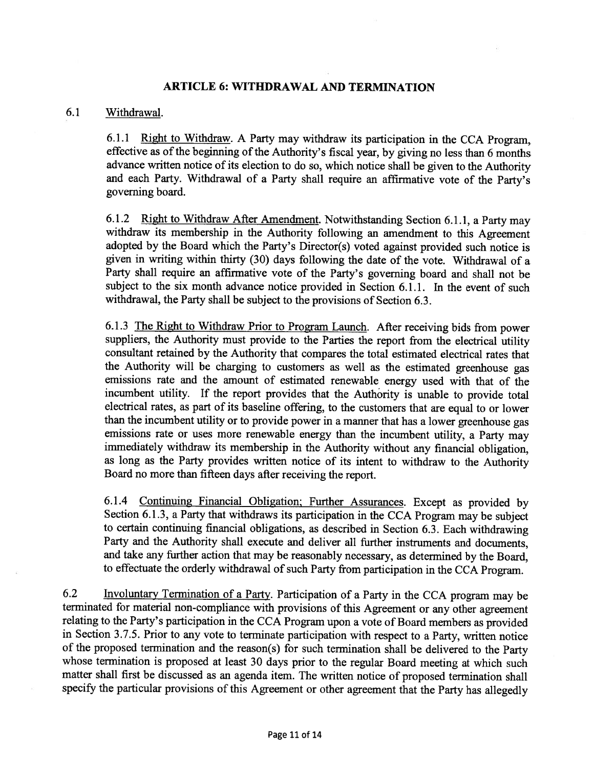## ARTICLE 6: WITHDRAWAL AND TERMINATION

6.1 Withdrawal.

6.1.1 Right to Withdraw. A Party may withdraw its participation in the CCA Program, effective as of the beginning of the Authority's fiscal year, by giving no less than 6 months advance written notice of its election to do so, which notice shall be given to the Authority and each Party. Withdrawal of a Party shall require an affirmative vote of the Party's governing board.

6.1.2 Right to Withdraw After Amendment. Notwithstanding Section 6.1.1, a Party may withdraw its membership in the Authority following an amendment to this Agreement adopted by the Board which the Party's Director(s) voted against provided such notice is given in writing within thirty (30) days following the date of the vote. Withdrawal of a Party shall require an affirmative vote of the Party's governing board and shall not be subject to the six month advance notice provided in Section 6.1.1. In the event of such withdrawal, the Party shall be subject to the provisions of Section 6.3.

6.1.3 The Right to Withdraw Prior to Program Launch. After receiving bids from power suppliers, the Authority must provide to the Parties the report from the electrical utility consultant retained by the Authority that compares the total estimated electrical rates that the Authority will be charging to customers as well as the estimated greenhouse gas emissions rate and the amount of estimated renewable energy used with that of the incumbent utility. If the report provides that the Authority is unable to provide total electrical rates, as part of its baseline offering, to the customers that are equal to or lower than the incumbent utility or to provide power in a manner that has a lower greenhouse gas emissions rate or uses more renewable energy than the incumbent utility, a Party may immediately withdraw its membership in the Authority without any financial obligation, as long as the Party provides written notice of its intent to withdraw to the Authority Board no more than fifteen days after receiving the report.

6.1.4 Continuing Financial Obligation; Further Assurances. Except as provided by Section 6.1.3, a Party that withdraws its participation in the CCA Program may be subject to certain continuing financial obligations, as described in Section 6.3. Each withdrawing Party and the Authority shall execute and deliver all further instruments and documents, and take any further action that may be reasonably necessary, as determined by the Board, to effectuate the orderly withdrawal of such Party from participation in the CCA Program.

6.2 Involuntary Termination of a Party. Participation of a Party in the CCA program may be terminated for material non-compliance with provisions of this Agreement or any other agreement relating to the Party's participation in the CCA Program upon a vote of Board members as provided in Section 3.7.5. Prior to any vote to terminate participation with respect to a Party, written notice of the proposed termination and the reason(s) for such termination shall be delivered to the Party whose termination is proposed at least 30 days prior to the regular Board meeting at which such matter shall first be discussed as an agenda item. The written notice of proposed termination shall specify the particular provisions of this Agreement or other agreement that the Party has allegedly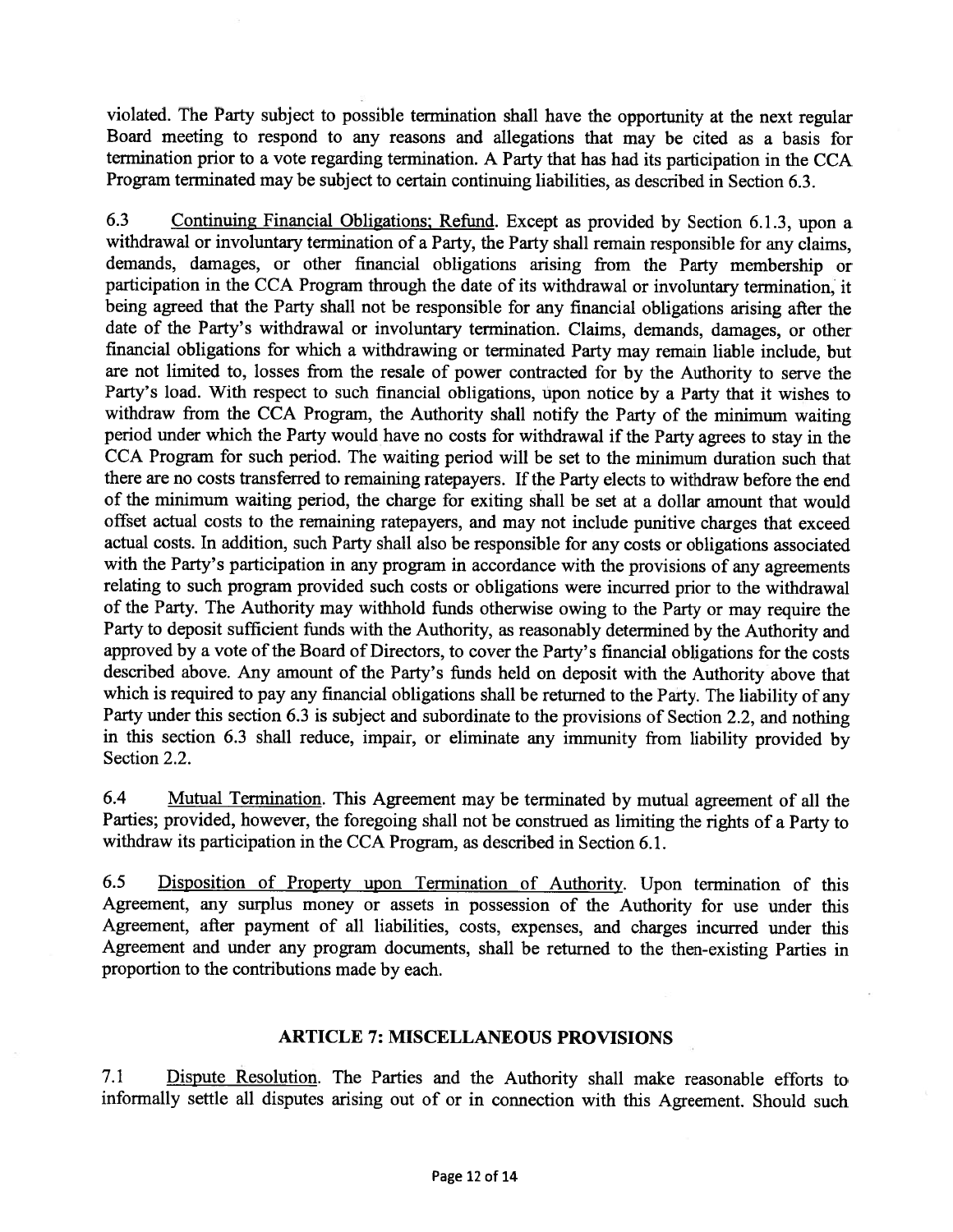violated. The Party subject to possible termination shall have the opportunity at the next regular Board meeting to respond to any reasons and allegations that may be cited as a basis for termination prior to a vote regarding termination. A Party that has had its participation in the CCA Program terminated may be subject to certain continuing liabilities, as described in Section 6.3.

6.3 Continuing Financial Obligations; Refund. Except as provided by Section 6.1.3, upon a withdrawal or involuntary termination of a Party, the Party shall remain responsible for any claims, demands, damages, or other financial obligations arising from the Party membership or participation in the CCA Program through the date of its withdrawal or involuntary termination, it being agreed that the Party shall not be responsible for any financial obligations arising after the date of the Party's withdrawal or involuntary termination. Claims, demands, damages, or other financial obligations for which a withdrawing or terminated Party may remain liable include, but are not limited to, losses from the resale of power contracted for by the Authority to serve the Party's load. With respect to such financial obligations, upon notice by a Party that it wishes to withdraw from the CCA Program, the Authority shall notify the Party of the minimum waiting period under which the Party would have no costs for withdrawal if the Party agrees to stay in the CCA Program for such period. The waiting period will be set to the minimum duration such that there are no costs transferred to remaining ratepayers. If the Party elects to withdraw before the end of the minimum waiting period, the charge for exiting shall be set at a dollar amount that would offset actual costs to the remaining ratepayers, and may not include punitive charges that exceed actual costs. In addition, such Party shall also be responsible for any costs or obligations associated with the Party's participation in any program in accordance with the provisions of any agreements relating to such program provided such costs or obligations were incurred prior to the withdrawal of the Party. The Authority may withhold funds otherwise owing to the Party or may require the Party to deposit sufficient funds with the Authority, as reasonably determined by the Authority and approved by a vote of the Board of Directors, to cover the Party's financial obligations for the costs described above. Any amount of the Party's funds held on deposit with the Authority above that which is required to pay any financial obligations shall be returned to the Party. The liability of any Party under this section 6.3 is subject and subordinate to the provisions of Section 2.2, and nothing in this section 6.3 shall reduce, impair, or eliminate any immunity from liability provided by Section 2.2.

6.4 Mutual Termination. This Agreement may be terminated by mutual agreement of all the Parties; provided, however, the foregoing shall not be construed as limiting the rights of a Party to withdraw its participation in the CCA Program, as described in Section 6.1.

6.5 Disposition of Property upon Termination of Authority. Upon termination of this Agreement, any surplus money or assets in possession of the Authority for use under this Agreement, after payment of all liabilities, costs, expenses, and charges incurred under this Agreement and under any program documents, shall be returned to the then-existing Parties in proportion to the contributions made by each.

## ARTICLE 7: MISCELLANEOUS PROVISIONS

7.1 Dispute Resolution. The Parties and the Authority shall make reasonable efforts to informally settle all disputes arising out of or in connection with this Agreement. Should such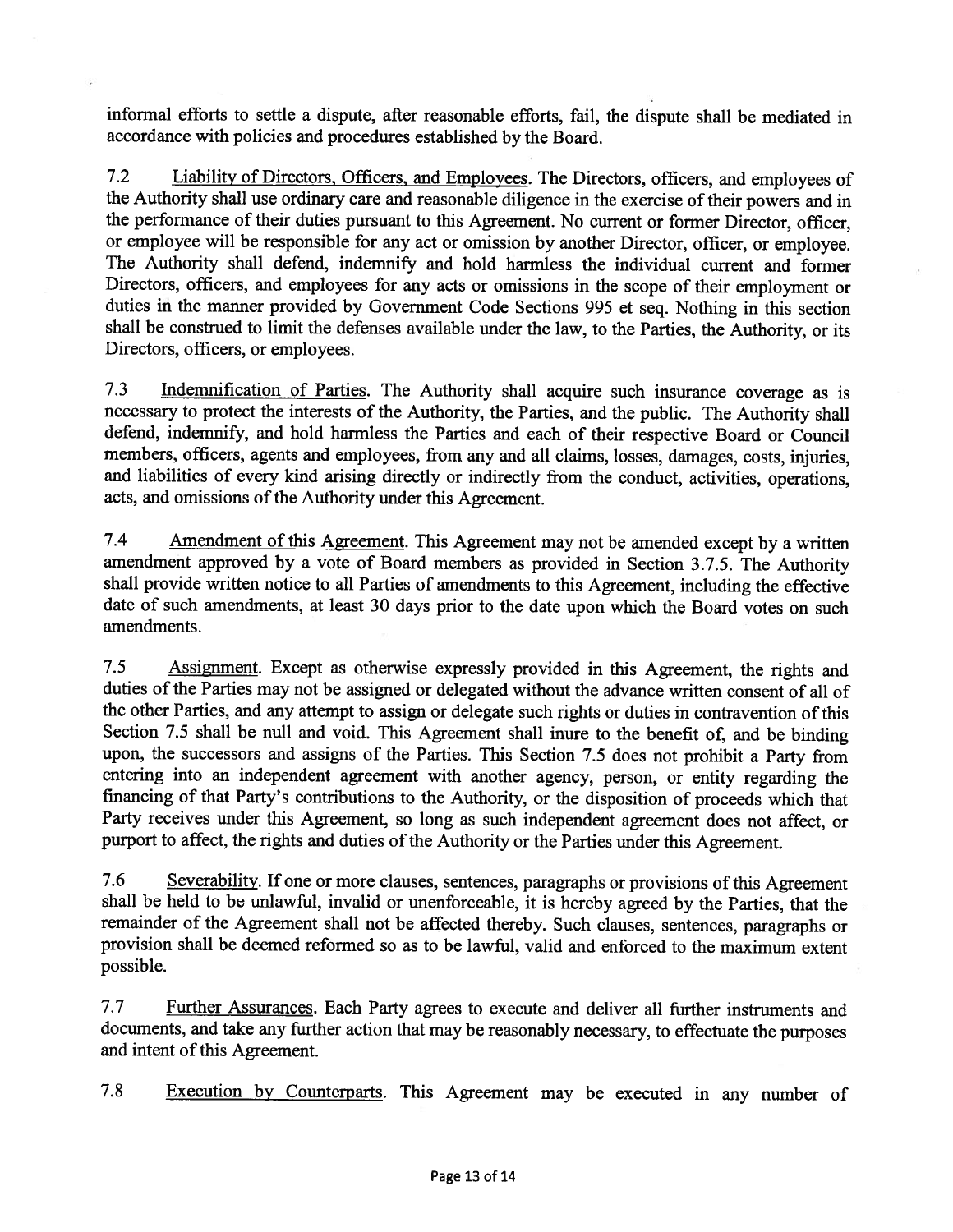informal efforts to settle a dispute, after reasonable efforts, fail, the dispute shall be mediated in accordance with policies and procedures established by the Board.

7.2 Liability of Directors, Officers, and Employees. The Directors, officers, and employees of the Authority shall use ordinary care and reasonable diligence in the exercise of their powers and in the performance of their duties pursuant to this Agreement. No current or former Director, officer, or employee will be responsible for any act or omission by another Director, officer, or employee. The Authority shall defend, indemnify and hold harmless the individual current and former Directors, officers, and employees for any acts or omissions in the scope of their employment or duties in the manner provided by Government Code Sections 995 et seq. Nothing in this section shall be construed to limit the defenses available under the law, to the Parties, the Authority, or its Directors, officers, or employees.

7.3 Indemnification of Parties. The Authority shall acquire such insurance coverage as is necessary to protect the interests of the Authority, the Parties, and the public. The Authority shall defend, indemnify, and hold harmless the Parties and each of their respective Board or Council members, officers, agents and employees, from any and all claims, losses, damages, costs, injuries, and liabilities of every kind arising directly or indirectly from the conduct, activities, operations, acts, and omissions of the Authority under this Agreement.

7.4 Amendment of this Agreement. This Agreement may not be amended except by a written amendment approved by a vote of Board members as provided in Section 3.7.5. The Authority shall provide written notice to all Parties of amendments to this Agreement, including the effective date of such amendments, at least 30 days prior to the date upon which the Board votes on such amendments.

7.5 Assignment. Except as otherwise expressly provided in this Agreement, the rights and duties of the Parties may not be assigned or delegated without the advance written consent of all of the other Parties, and any attempt to assign or delegate such rights or duties in contravention of this Section 7.5 shall be null and void. This Agreement shall inure to the benefit of, and be binding upon, the successors and assigns of the Parties. This Section 7.5 does not prohibit a Party from entering into an independent agreement with another agency, person, or entity regarding the financing of that Party's contributions to the Authority, or the disposition of proceeds which that Party receives under this Agreement, so long as such independent agreement does not affect, or purport to affect, the rights and duties of the Authority or the Parties under this Agreement.

7.6 Severability. If one or more clauses, sentences, paragraphs or provisions of this Agreement shall be held to be unlawful, invalid or unenforceable, it is hereby agreed by the Parties, that the remainder of the Agreement shall not be affected thereby. Such clauses, sentences, paragraphs or provision shall be deemed reformed so as to be lawful, valid and enforced to the maximum extent possible.

7.7 Further Assurances. Each Party agrees to execute and deliver all further instruments and documents, and take any further action that may be reasonably necessary, to effectuate the purposes and intent of this Agreement.

7.8 Execution by Counterparts. This Agreement may be executed in any number of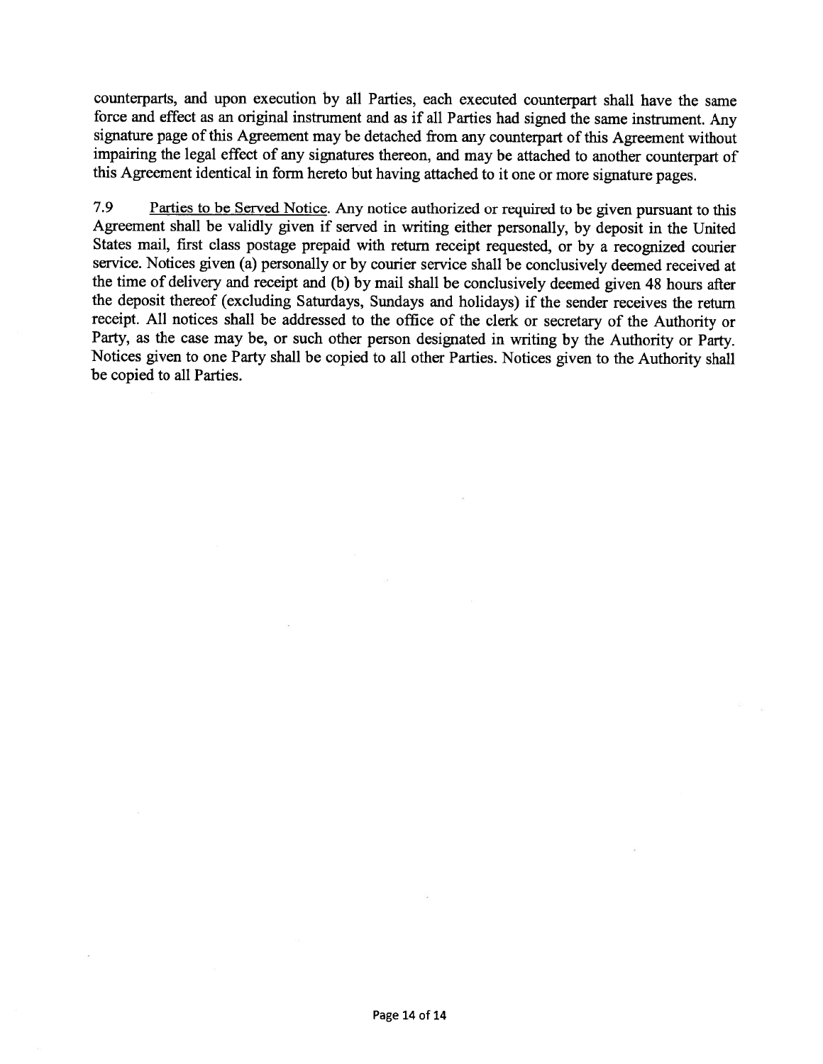counterparts, and upon execution by all Parties, each executed counterpart shall have the same force and effect as an original instrument and as if all Parties had signed the same instrument. Any signature page of this Agreement may be detached from any counterpart of this Agreement without impairing the legal effect of any signatures thereon, and may be attached to another counterpart of this Agreement identical in form hereto but having attached to it one or more signature pages.

7.9 Parties to be Served Notice. Any notice authorized or required to be given pursuant to this Agreement shall be validly given if served in writing either personally, by deposit in the United States mail, first class postage prepaid with return receipt requested, or by a recognized courier service. Notices given (a) personally or by courier service shall be conclusively deemed received at the time of delivery and receipt and (b) by mail shall be conclusively deemed given 48 hours after the deposit thereof (excluding Saturdays, Sundays and holidays) if the sender receives the return receipt. All notices shall be addressed to the office of the clerk or secretary of the Authority or Party, as the case may be, or such other person designated in writing by the Authority or Party. Notices given to one Party shall be copied to all other Parties. Notices given to the Authority shall be copied to all Parties.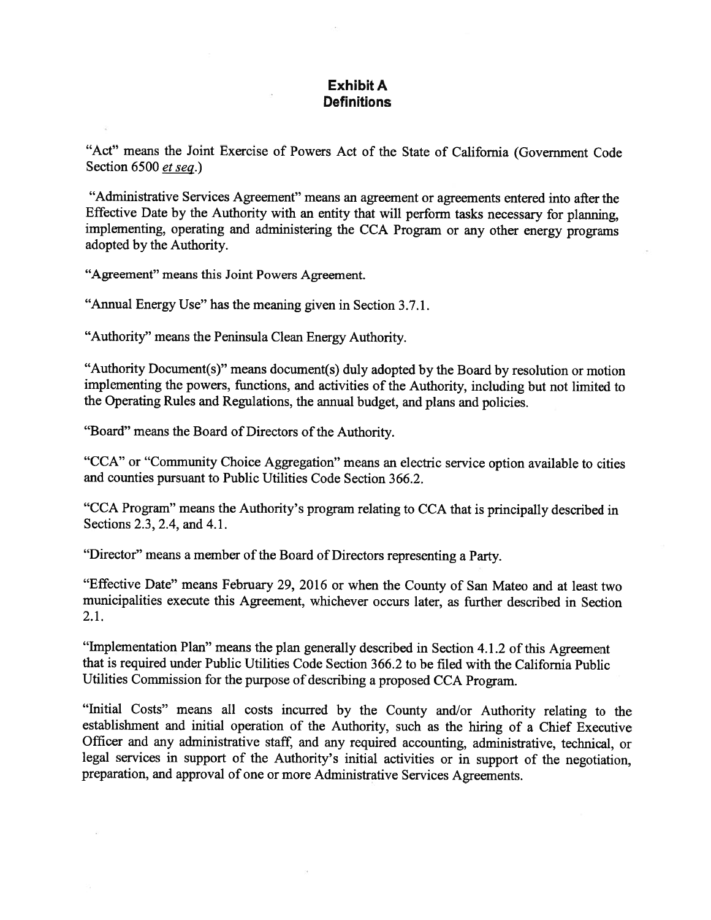# Exhibit A
## Definitions

"Act" means the Joint Exercise of Powers Act of the State of California (Government Code Section 6500 *et seq.*)

"Administrative Services Agreement" means an agreement or agreements entered into after the Effective Date by the Authority with an entity that will perform tasks necessary for planning, implementing, operating and administering the CCA Program or any other energy programs adopted by the Authority.

"Agreement" means this Joint Powers Agreement.

"Annual Energy Use" has the meaning given in Section 3.7.1.

"Authority" means the Peninsula Clean Energy Authority.

"Authority Document(s)" means document(s) duly adopted by the Board by resolution or motion implementing the powers, functions, and activities of the Authority, including but not limited to the Operating Rules and Regulations, the annual budget, and plans and policies.

"Board" means the Board of Directors of the Authority.

"CCA" or "Community Choice Aggregation" means an electric service option available to cities and counties pursuant to Public Utilities Code Section 366.2.

"CCA Program" means the Authority's program relating to CCA that is principally described in Sections 2.3, 2.4, and 4.1.

"Director" means a member of the Board of Directors representing a Party.

"Effective Date" means February 29, 2016 or when the County of San Mateo and at least two municipalities execute this Agreement, whichever occurs later, as further described in Section 2.1.

"Implementation Plan" means the plan generally described in Section 4.1.2 of this Agreement that is required under Public Utilities Code Section 366.2 to be filed with the California Public Utilities Commission for the purpose of describing a proposed CCA Program.

"Initial Costs" means all costs incurred by the County and/or Authority relating to the establishment and initial operation of the Authority, such as the hiring of a Chief Executive Officer and any administrative staff, and any required accounting, administrative, technical, or legal services in support of the Authority's initial activities or in support of the negotiation, preparation, and approval of one or more Administrative Services Agreements.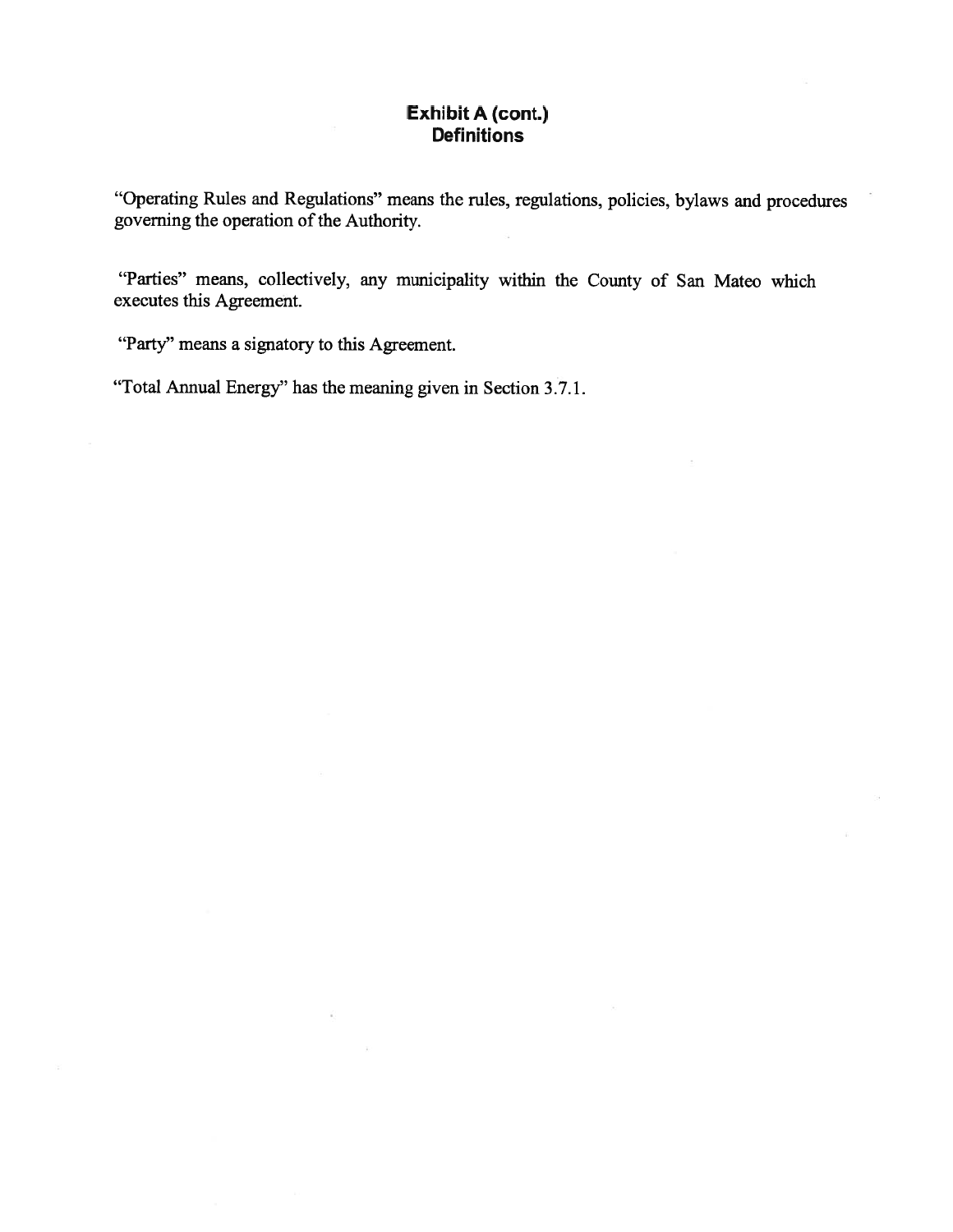## Exhibit A (cont.)
## Definitions

"Operating Rules and Regulations" means the rules, regulations, policies, bylaws and procedures governing the operation of the Authority.

"Parties" means, collectively, any municipality within the County of San Mateo which executes this Agreement.

"Party" means a signatory to this Agreement.

"Total Annual Energy" has the meaning given in Section 3.7.1.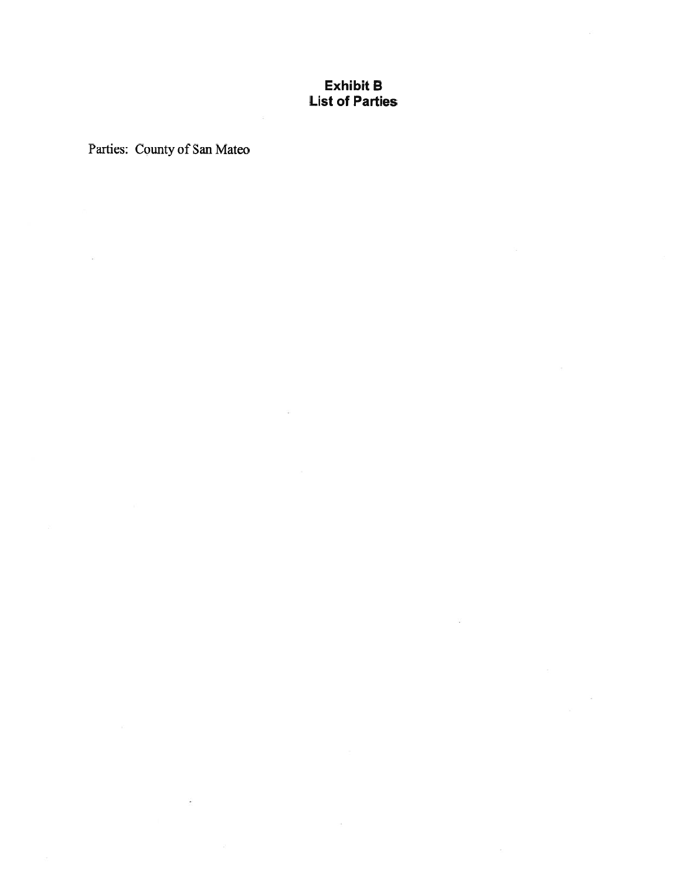# Exhibit B
## List of Parties

Parties: County of San Mateo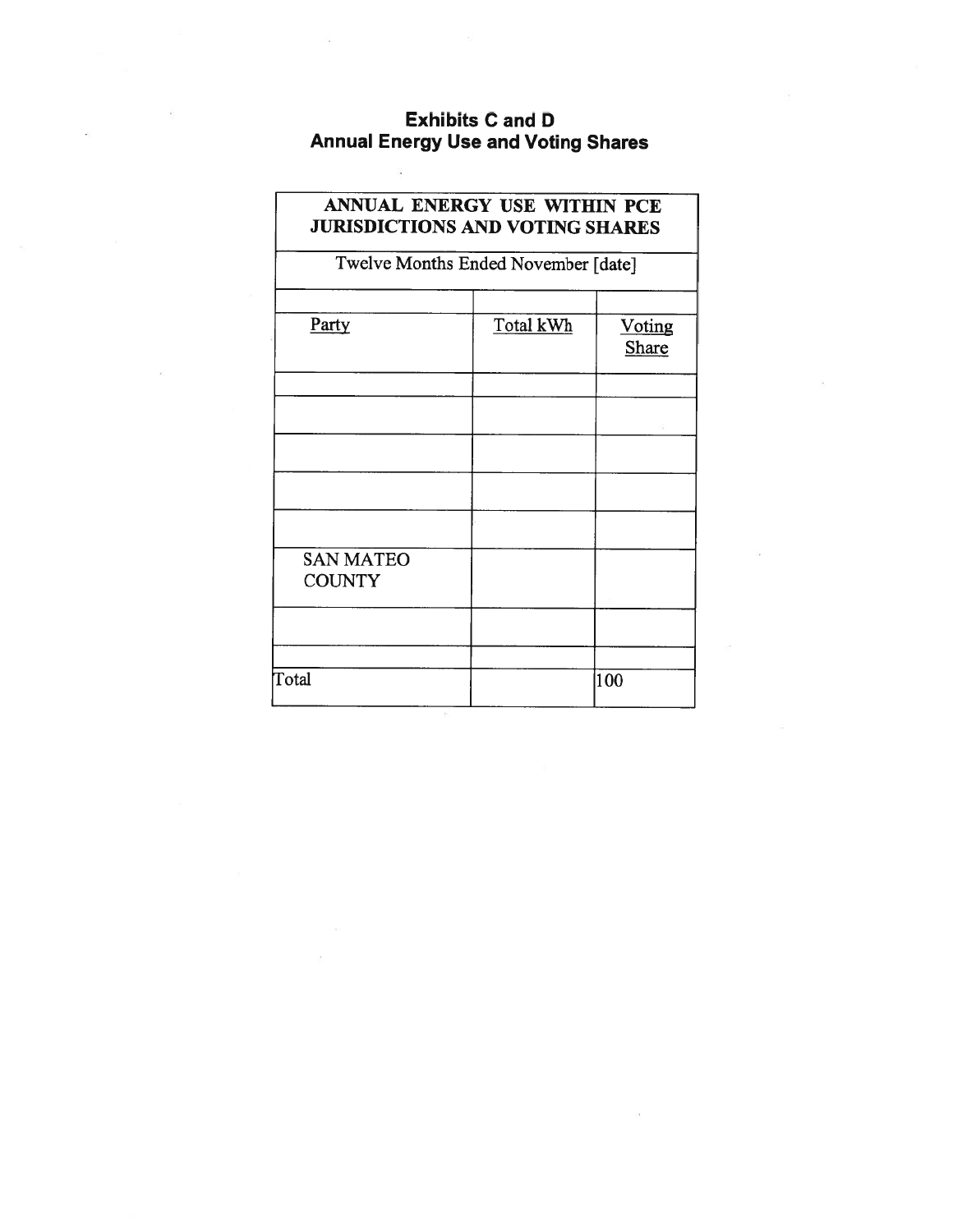# Exhibits C and D
## Annual Energy Use and Voting Shares

| ANNUAL ENERGY USE WITHIN PCE JURISDICTIONS AND VOTING SHARES | | |
|---|---|---|
| Twelve Months Ended November [date] | | |
| | | |
| Party | Total kWh | Voting Share |
| | | |
| | | |
| | | |
| | | |
| | | |
| SAN MATEO COUNTY | | |
| | | |
| | | |
| Total | | 100 |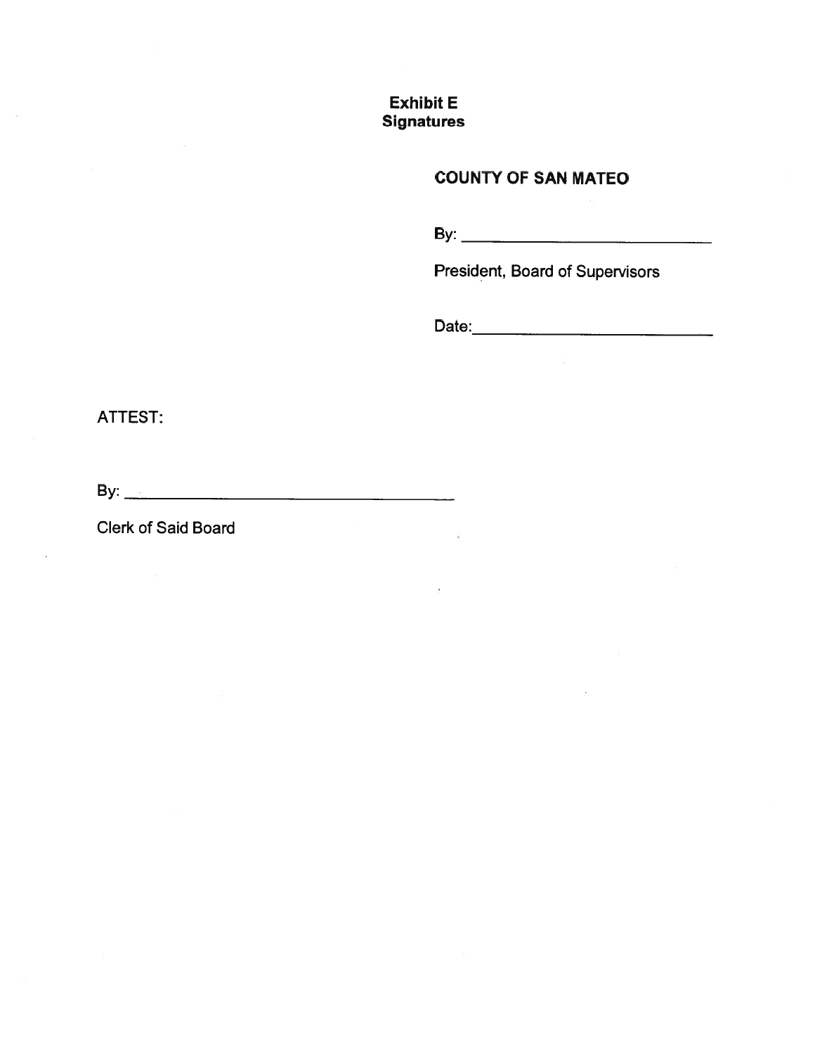**Exhibit E**
**Signatures**

**COUNTY OF SAN MATEO**

By: ______________________________

President, Board of Supervisors

Date: ______________________________

ATTEST:

By: ________________________________________

Clerk of Said Board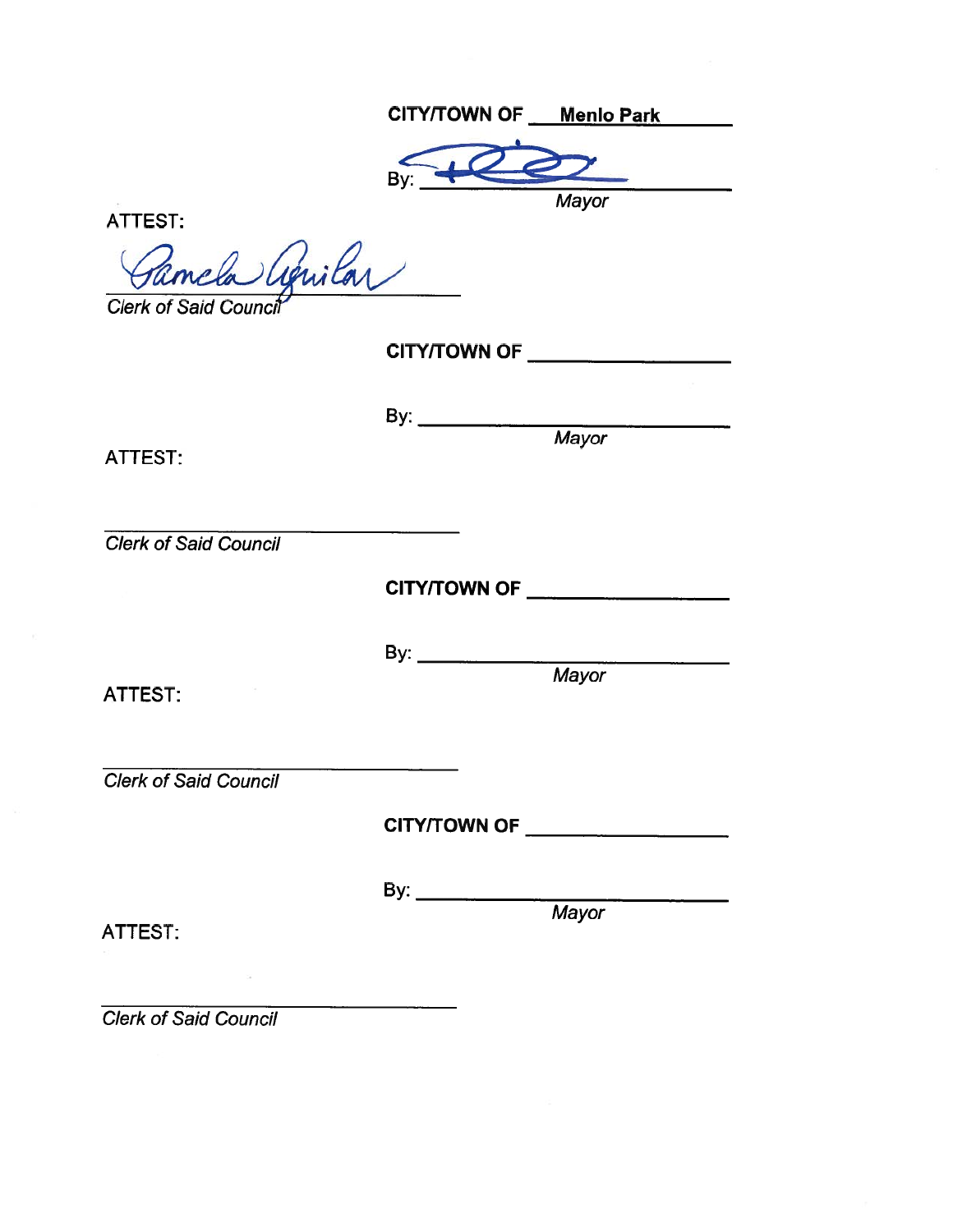**CITY/TOWN OF** Menlo Park

By: ______________________
*Mayor*

ATTEST:

Pamela Aguilar
*Clerk of Said Council*

**CITY/TOWN OF** ______________________

By: ______________________
*Mayor*

ATTEST:

______________________
*Clerk of Said Council*

**CITY/TOWN OF** ______________________

By: ______________________
*Mayor*

ATTEST:

______________________
*Clerk of Said Council*

**CITY/TOWN OF** ______________________

By: ______________________
*Mayor*

ATTEST:

______________________
*Clerk of Said Council*